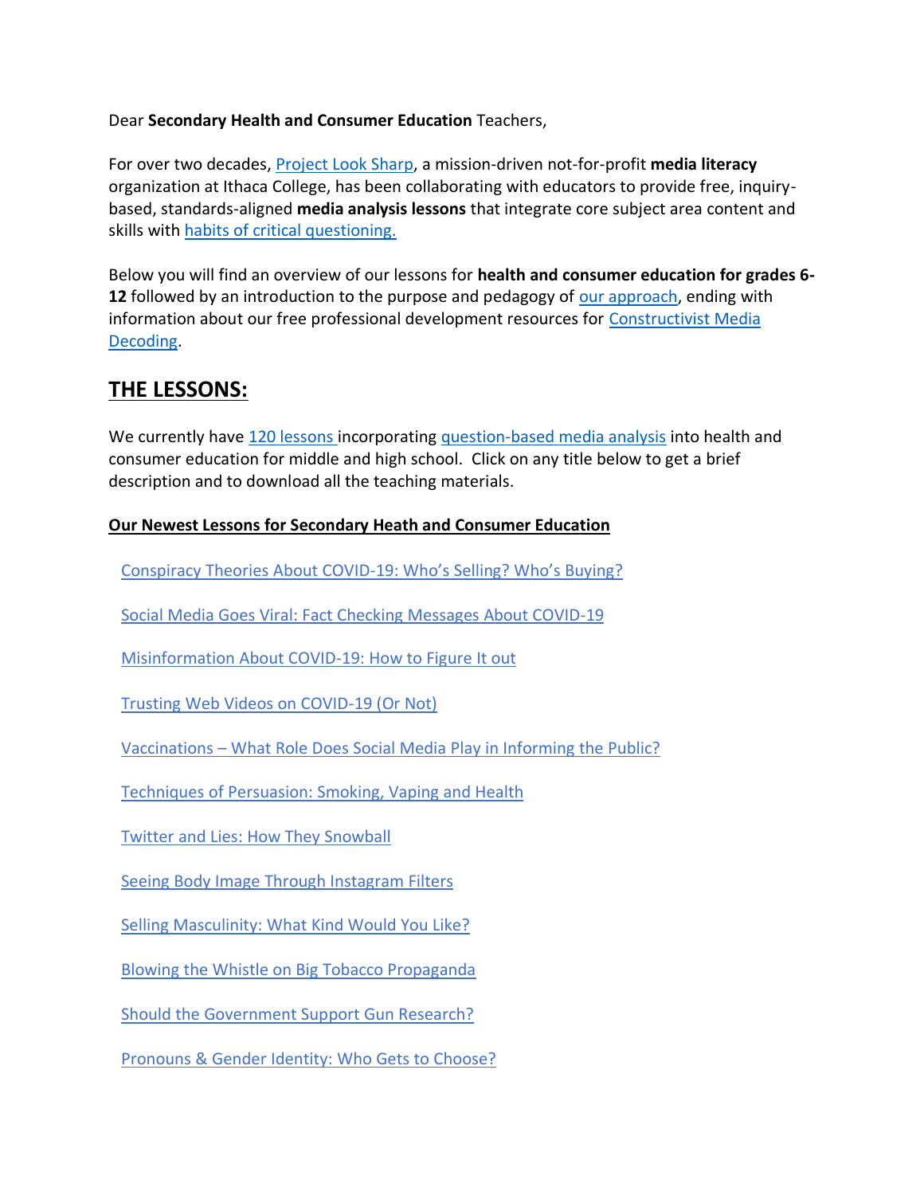Dear **Secondary Health and Consumer Education** Teachers,

For over two decades, Project Look Sharp, a mission-driven not-for-profit **media literacy** organization at Ithaca College, has been collaborating with educators to provide free, inquiry-based, standards-aligned **media analysis lessons** that integrate core subject area content and skills with habits of critical questioning.

Below you will find an overview of our lessons for **health and consumer education for grades 6-12** followed by an introduction to the purpose and pedagogy of our approach, ending with information about our free professional development resources for Constructivist Media Decoding.

## THE LESSONS:

We currently have 120 lessons incorporating question-based media analysis into health and consumer education for middle and high school. Click on any title below to get a brief description and to download all the teaching materials.

### Our Newest Lessons for Secondary Heath and Consumer Education

- Conspiracy Theories About COVID-19: Who's Selling? Who's Buying?
- Social Media Goes Viral: Fact Checking Messages About COVID-19
- Misinformation About COVID-19: How to Figure It out
- Trusting Web Videos on COVID-19 (Or Not)
- Vaccinations – What Role Does Social Media Play in Informing the Public?
- Techniques of Persuasion: Smoking, Vaping and Health
- Twitter and Lies: How They Snowball
- Seeing Body Image Through Instagram Filters
- Selling Masculinity: What Kind Would You Like?
- Blowing the Whistle on Big Tobacco Propaganda
- Should the Government Support Gun Research?
- Pronouns & Gender Identity: Who Gets to Choose?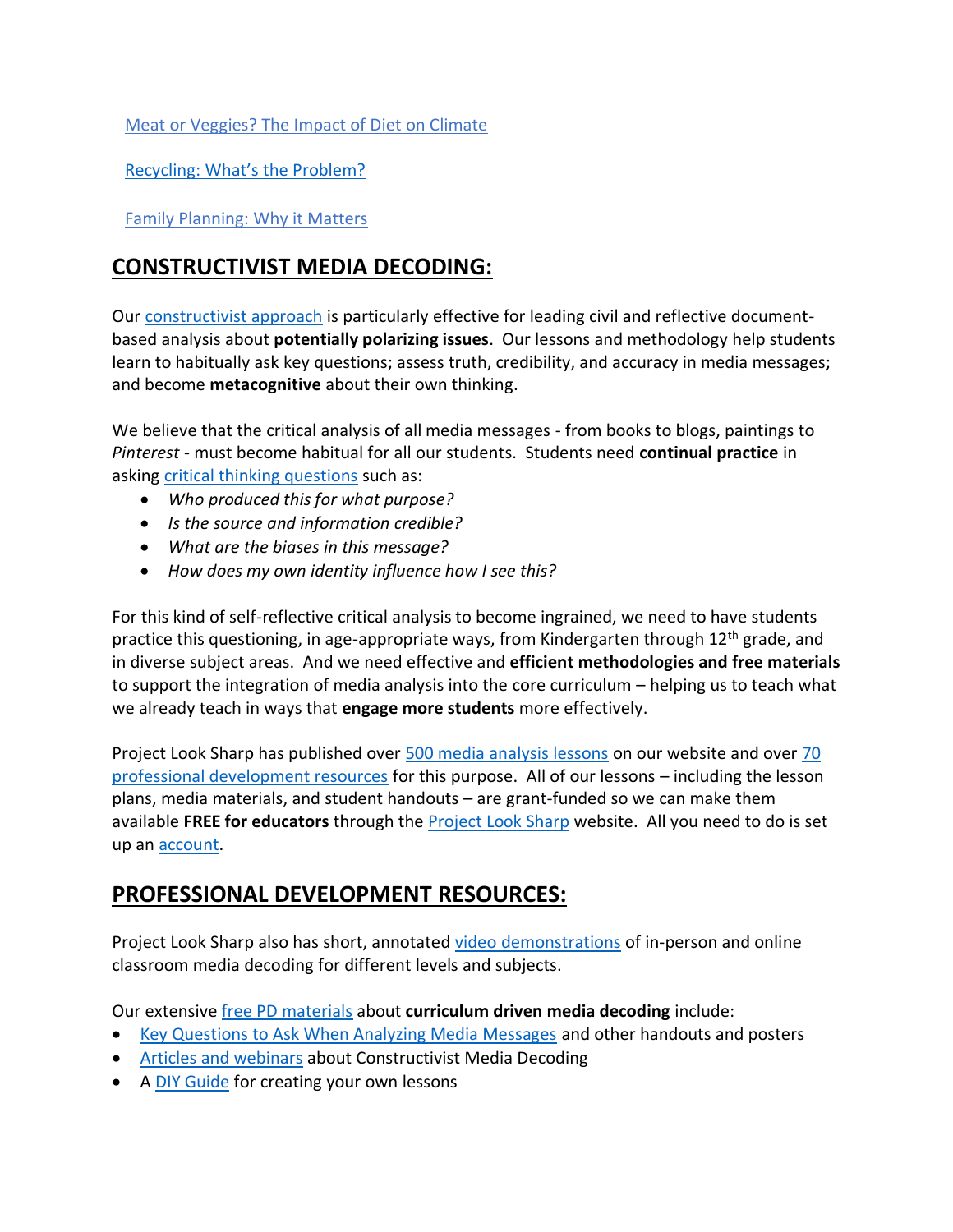Meat or Veggies? The Impact of Diet on Climate

Recycling: What's the Problem?

Family Planning: Why it Matters

## CONSTRUCTIVIST MEDIA DECODING:

Our constructivist approach is particularly effective for leading civil and reflective document-based analysis about **potentially polarizing issues**. Our lessons and methodology help students learn to habitually ask key questions; assess truth, credibility, and accuracy in media messages; and become **metacognitive** about their own thinking.

We believe that the critical analysis of all media messages - from books to blogs, paintings to *Pinterest* - must become habitual for all our students. Students need **continual practice** in asking critical thinking questions such as:

- *Who produced this for what purpose?*
- *Is the source and information credible?*
- *What are the biases in this message?*
- *How does my own identity influence how I see this?*

For this kind of self-reflective critical analysis to become ingrained, we need to have students practice this questioning, in age-appropriate ways, from Kindergarten through 12th grade, and in diverse subject areas. And we need effective and **efficient methodologies and free materials** to support the integration of media analysis into the core curriculum – helping us to teach what we already teach in ways that **engage more students** more effectively.

Project Look Sharp has published over 500 media analysis lessons on our website and over 70 professional development resources for this purpose. All of our lessons – including the lesson plans, media materials, and student handouts – are grant-funded so we can make them available **FREE for educators** through the Project Look Sharp website. All you need to do is set up an account.

## PROFESSIONAL DEVELOPMENT RESOURCES:

Project Look Sharp also has short, annotated video demonstrations of in-person and online classroom media decoding for different levels and subjects.

Our extensive free PD materials about **curriculum driven media decoding** include:

- Key Questions to Ask When Analyzing Media Messages and other handouts and posters
- Articles and webinars about Constructivist Media Decoding
- A DIY Guide for creating your own lessons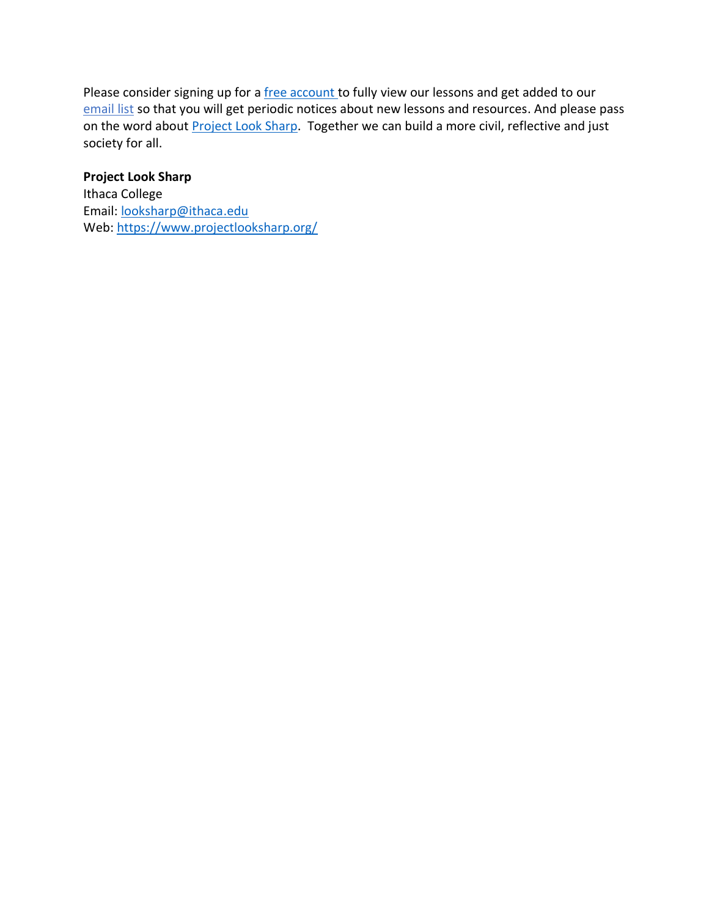Please consider signing up for a free account to fully view our lessons and get added to our email list so that you will get periodic notices about new lessons and resources. And please pass on the word about Project Look Sharp. Together we can build a more civil, reflective and just society for all.

**Project Look Sharp**
Ithaca College
Email: lookshar p@ithaca.edu
Web: https://www.projectlooksharp.org/

Please consider signing up for a free account to fully view our lessons and get added to our email list so that you will get periodic notices about new lessons and resources. And please pass on the word about Project Look Sharp. Together we can build a more civil, reflective and just society for all.

**Project Look Sharp**
Ithaca College
Email: looksharp@ithaca.edu
Web: https://www.projectlooksharp.org/